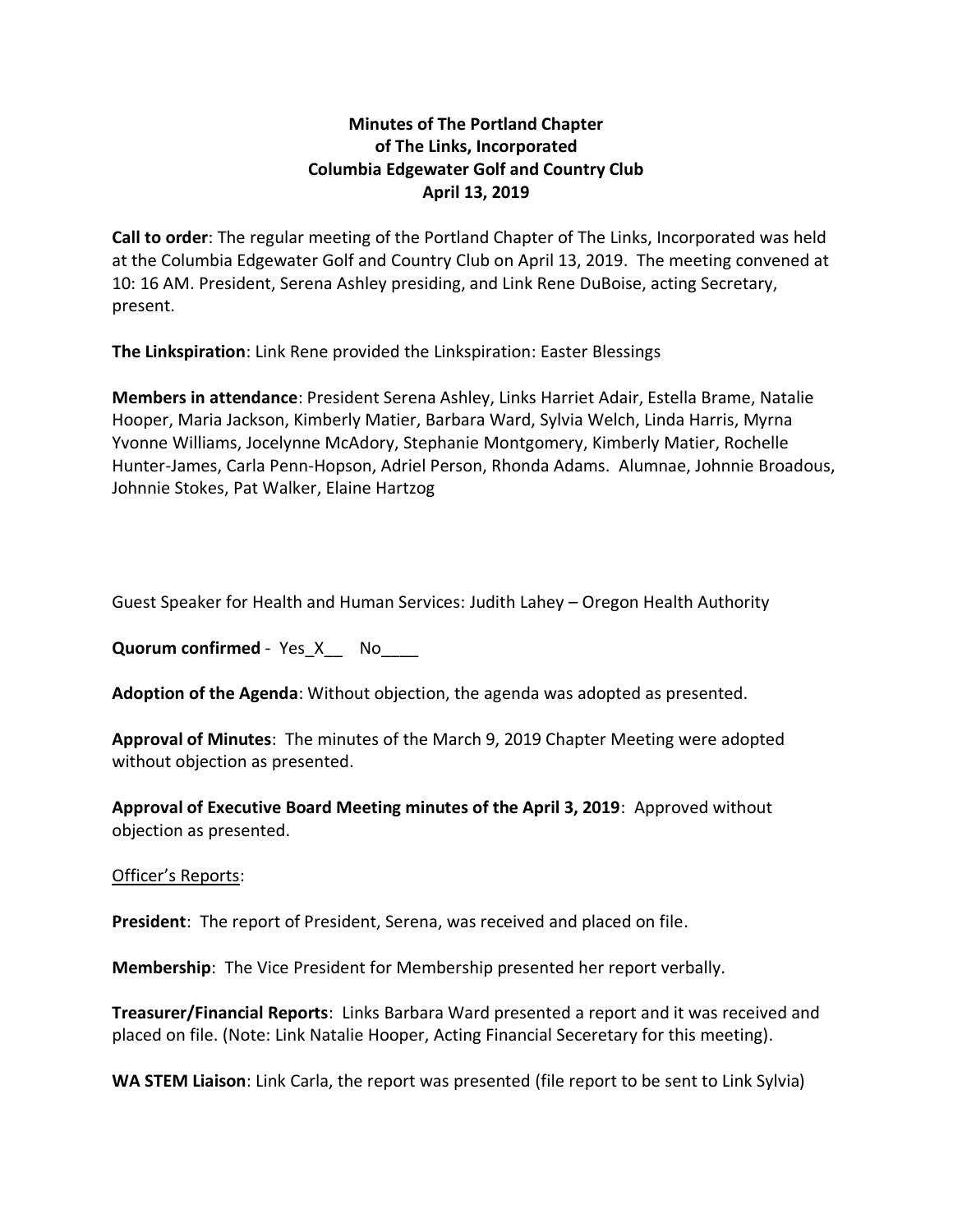**Minutes of The Portland Chapter**
**of The Links, Incorporated**
**Columbia Edgewater Golf and Country Club**
**April 13, 2019**

**Call to order**: The regular meeting of the Portland Chapter of The Links, Incorporated was held at the Columbia Edgewater Golf and Country Club on April 13, 2019. The meeting convened at 10: 16 AM. President, Serena Ashley presiding, and Link Rene DuBoise, acting Secretary, present.

**The Linkspiration**: Link Rene provided the Linkspiration: Easter Blessings

**Members in attendance**: President Serena Ashley, Links Harriet Adair, Estella Brame, Natalie Hooper, Maria Jackson, Kimberly Matier, Barbara Ward, Sylvia Welch, Linda Harris, Myrna Yvonne Williams, Jocelynne McAdory, Stephanie Montgomery, Kimberly Matier, Rochelle Hunter-James, Carla Penn-Hopson, Adriel Person, Rhonda Adams. Alumnae, Johnnie Broadous, Johnnie Stokes, Pat Walker, Elaine Hartzog

Guest Speaker for Health and Human Services: Judith Lahey – Oregon Health Authority

**Quorum confirmed** - Yes_X__ No____

**Adoption of the Agenda**: Without objection, the agenda was adopted as presented.

**Approval of Minutes**: The minutes of the March 9, 2019 Chapter Meeting were adopted without objection as presented.

**Approval of Executive Board Meeting minutes of the April 3, 2019**: Approved without objection as presented.

Officer's Reports:

**President**: The report of President, Serena, was received and placed on file.

**Membership**: The Vice President for Membership presented her report verbally.

**Treasurer/Financial Reports**: Links Barbara Ward presented a report and it was received and placed on file. (Note: Link Natalie Hooper, Acting Financial Seceretary for this meeting).

**WA STEM Liaison**: Link Carla, the report was presented (file report to be sent to Link Sylvia)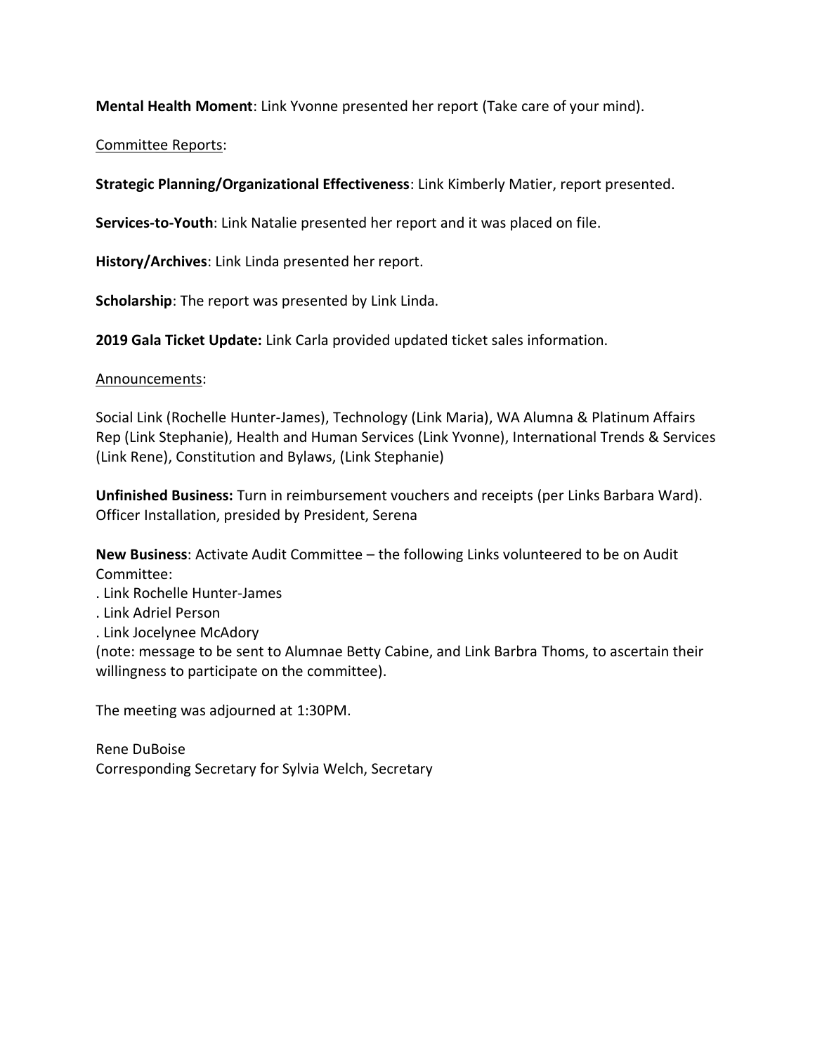**Mental Health Moment**: Link Yvonne presented her report (Take care of your mind).

Committee Reports:

**Strategic Planning/Organizational Effectiveness**: Link Kimberly Matier, report presented.

**Services-to-Youth**: Link Natalie presented her report and it was placed on file.

**History/Archives**: Link Linda presented her report.

**Scholarship**: The report was presented by Link Linda.

**2019 Gala Ticket Update:** Link Carla provided updated ticket sales information.

Announcements:

Social Link (Rochelle Hunter-James), Technology (Link Maria), WA Alumna & Platinum Affairs Rep (Link Stephanie), Health and Human Services (Link Yvonne), International Trends & Services (Link Rene), Constitution and Bylaws, (Link Stephanie)

**Unfinished Business:** Turn in reimbursement vouchers and receipts (per Links Barbara Ward). Officer Installation, presided by President, Serena

**New Business**: Activate Audit Committee – the following Links volunteered to be on Audit Committee:

. Link Rochelle Hunter-James
. Link Adriel Person
. Link Jocelynee McAdory

(note: message to be sent to Alumnae Betty Cabine, and Link Barbra Thoms, to ascertain their willingness to participate on the committee).

The meeting was adjourned at 1:30PM.

Rene DuBoise
Corresponding Secretary for Sylvia Welch, Secretary